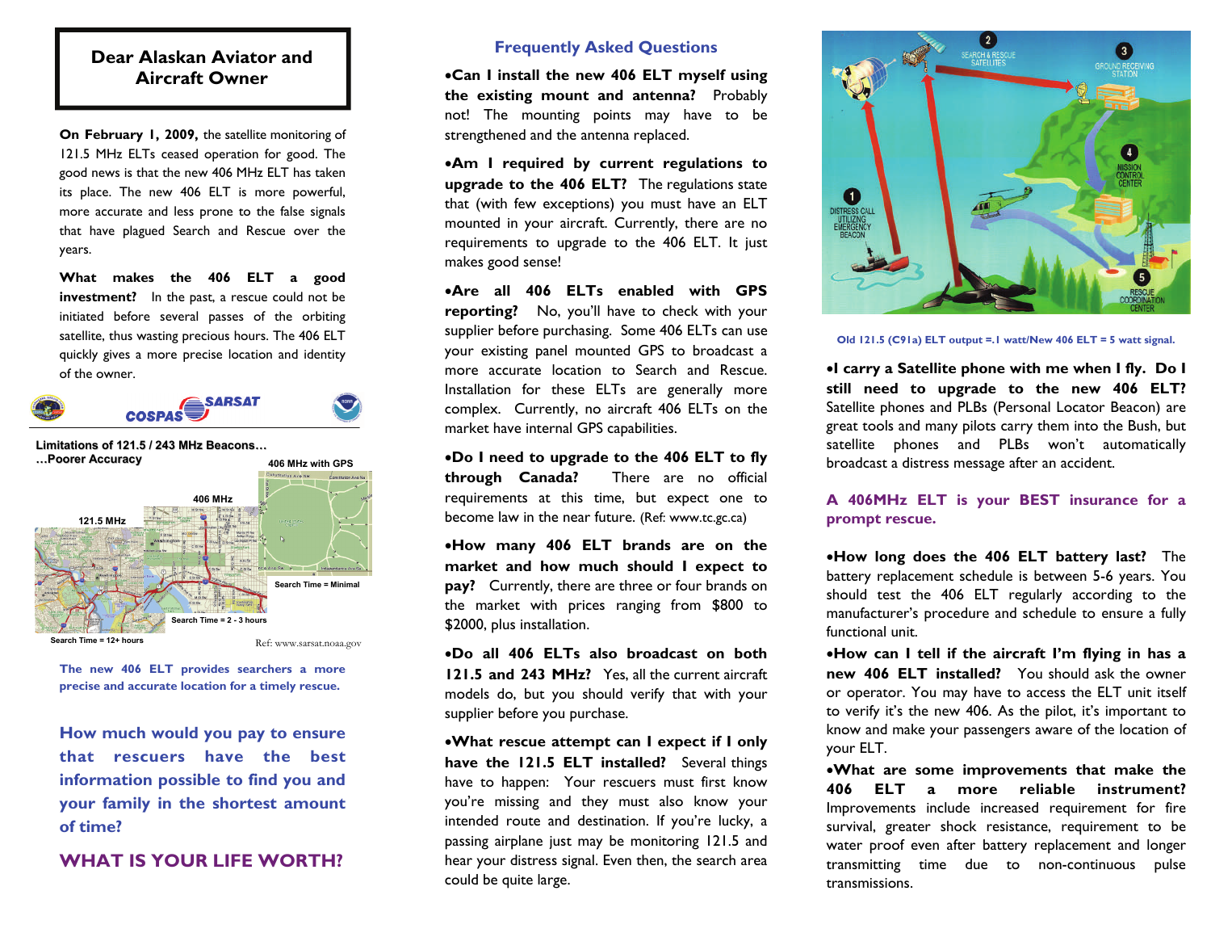# Dear Alaskan Aviator and Aircraft Owner

**On February 1, 2009,** the satellite monitoring of 121.5 MHz ELTs ceased operation for good. The good news is that the new 406 MHz ELT has taken its place. The new 406 ELT is more powerful, more accurate and less prone to the false signals that have plagued Search and Rescue over the years.

**What makes the 406 ELT a good investment?** In the past, a rescue could not be initiated before several passes of the orbiting satellite, thus wasting precious hours. The 406 ELT quickly gives a more precise location and identity of the owner.

COSPAS SARSAT

**Limitations of 121.5 / 243 MHz Beacons…**
**…Poorer Accuracy**

121.5 MHz — Search Time = 12+ hours

406 MHz — Search Time = 2 - 3 hours

406 MHz with GPS — Search Time = Minimal

Ref: www.sarsat.noaa.gov

**The new 406 ELT provides searchers a more precise and accurate location for a timely rescue.**

**How much would you pay to ensure that rescuers have the best information possible to find you and your family in the shortest amount of time?**

**WHAT IS YOUR LIFE WORTH?**

## Frequently Asked Questions

- **Can I install the new 406 ELT myself using the existing mount and antenna?** Probably not! The mounting points may have to be strengthened and the antenna replaced.

- **Am I required by current regulations to upgrade to the 406 ELT?** The regulations state that (with few exceptions) you must have an ELT mounted in your aircraft. Currently, there are no requirements to upgrade to the 406 ELT. It just makes good sense!

- **Are all 406 ELTs enabled with GPS reporting?** No, you'll have to check with your supplier before purchasing. Some 406 ELTs can use your existing panel mounted GPS to broadcast a more accurate location to Search and Rescue. Installation for these ELTs are generally more complex. Currently, no aircraft 406 ELTs on the market have internal GPS capabilities.

- **Do I need to upgrade to the 406 ELT to fly through Canada?** There are no official requirements at this time, but expect one to become law in the near future. (Ref: www.tc.gc.ca)

- **How many 406 ELT brands are on the market and how much should I expect to pay?** Currently, there are three or four brands on the market with prices ranging from $800 to $2000, plus installation.

- **Do all 406 ELTs also broadcast on both 121.5 and 243 MHz?** Yes, all the current aircraft models do, but you should verify that with your supplier before you purchase.

- **What rescue attempt can I expect if I only have the 121.5 ELT installed?** Several things have to happen: Your rescuers must first know you're missing and they must also know your intended route and destination. If you're lucky, a passing airplane just may be monitoring 121.5 and hear your distress signal. Even then, the search area could be quite large.

1 DISTRESS CALL UTILIZING EMERGENCY BEACON — 2 SEARCH & RESCUE SATELLITES — 3 GROUND RECEIVING STATION — 4 MISSION CONTROL CENTER — 5 RESCUE COORDINATION CENTER

Old 121.5 (C91a) ELT output =.1 watt/New 406 ELT = 5 watt signal.

- **I carry a Satellite phone with me when I fly. Do I still need to upgrade to the new 406 ELT?** Satellite phones and PLBs (Personal Locator Beacon) are great tools and many pilots carry them into the Bush, but satellite phones and PLBs won't automatically broadcast a distress message after an accident.

**A 406MHz ELT is your BEST insurance for a prompt rescue.**

- **How long does the 406 ELT battery last?** The battery replacement schedule is between 5-6 years. You should test the 406 ELT regularly according to the manufacturer's procedure and schedule to ensure a fully functional unit.

- **How can I tell if the aircraft I'm flying in has a new 406 ELT installed?** You should ask the owner or operator. You may have to access the ELT unit itself to verify it's the new 406. As the pilot, it's important to know and make your passengers aware of the location of your ELT.

- **What are some improvements that make the 406 ELT a more reliable instrument?** Improvements include increased requirement for fire survival, greater shock resistance, requirement to be water proof even after battery replacement and longer transmitting time due to non-continuous pulse transmissions.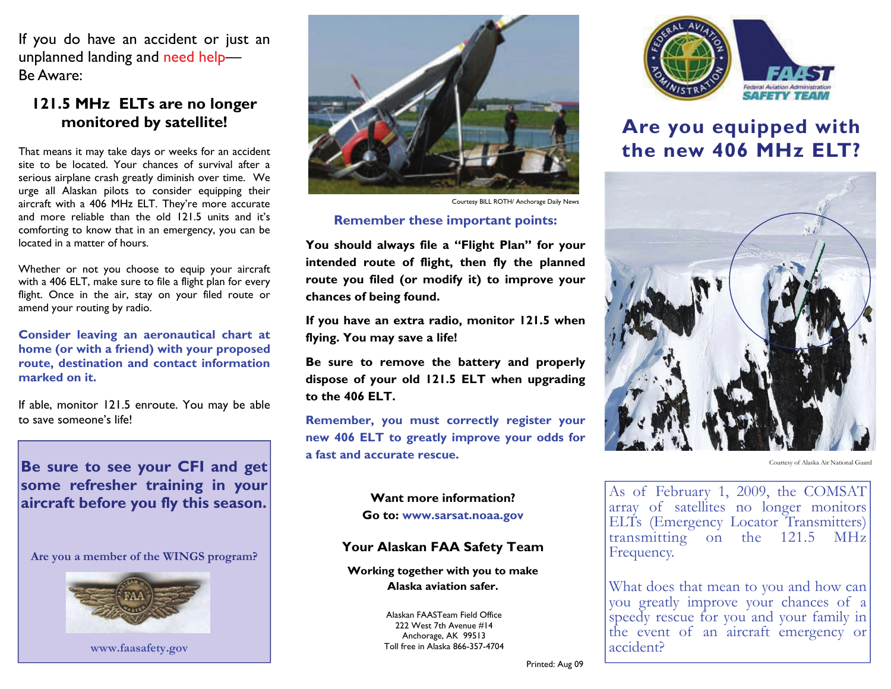If you do have an accident or just an unplanned landing and need help—
Be Aware:

## 121.5 MHz ELTs are no longer monitored by satellite!

That means it may take days or weeks for an accident site to be located. Your chances of survival after a serious airplane crash greatly diminish over time. We urge all Alaskan pilots to consider equipping their aircraft with a 406 MHz ELT. They're more accurate and more reliable than the old 121.5 units and it's comforting to know that in an emergency, you can be located in a matter of hours.

Whether or not you choose to equip your aircraft with a 406 ELT, make sure to file a flight plan for every flight. Once in the air, stay on your filed route or amend your routing by radio.

**Consider leaving an aeronautical chart at home (or with a friend) with your proposed route, destination and contact information marked on it.**

If able, monitor 121.5 enroute. You may be able to save someone's life!

**Be sure to see your CFI and get some refresher training in your aircraft before you fly this season.**

Are you a member of the WINGS program?

www.faasafety.gov

Courtesy BILL ROTH/ Anchorage Daily News

### Remember these important points:

**You should always file a "Flight Plan" for your intended route of flight, then fly the planned route you filed (or modify it) to improve your chances of being found.**

**If you have an extra radio, monitor 121.5 when flying. You may save a life!**

**Be sure to remove the battery and properly dispose of your old 121.5 ELT when upgrading to the 406 ELT.**

**Remember, you must correctly register your new 406 ELT to greatly improve your odds for a fast and accurate rescue.**

**Want more information?**
**Go to: www.sarsat.noaa.gov**

### Your Alaskan FAA Safety Team

**Working together with you to make Alaska aviation safer.**

Alaskan FAASTeam Field Office
222 West 7th Avenue #14
Anchorage, AK 99513
Toll free in Alaska 866-357-4704

Printed: Aug 09

FAAST Federal Aviation Administration SAFETY TEAM

# Are you equipped with the new 406 MHz ELT?

Courtesy of Alaska Air National Guard

As of February 1, 2009, the COMSAT array of satellites no longer monitors ELTs (Emergency Locator Transmitters) transmitting on the 121.5 MHz Frequency.

What does that mean to you and how can you greatly improve your chances of a speedy rescue for you and your family in the event of an aircraft emergency or accident?